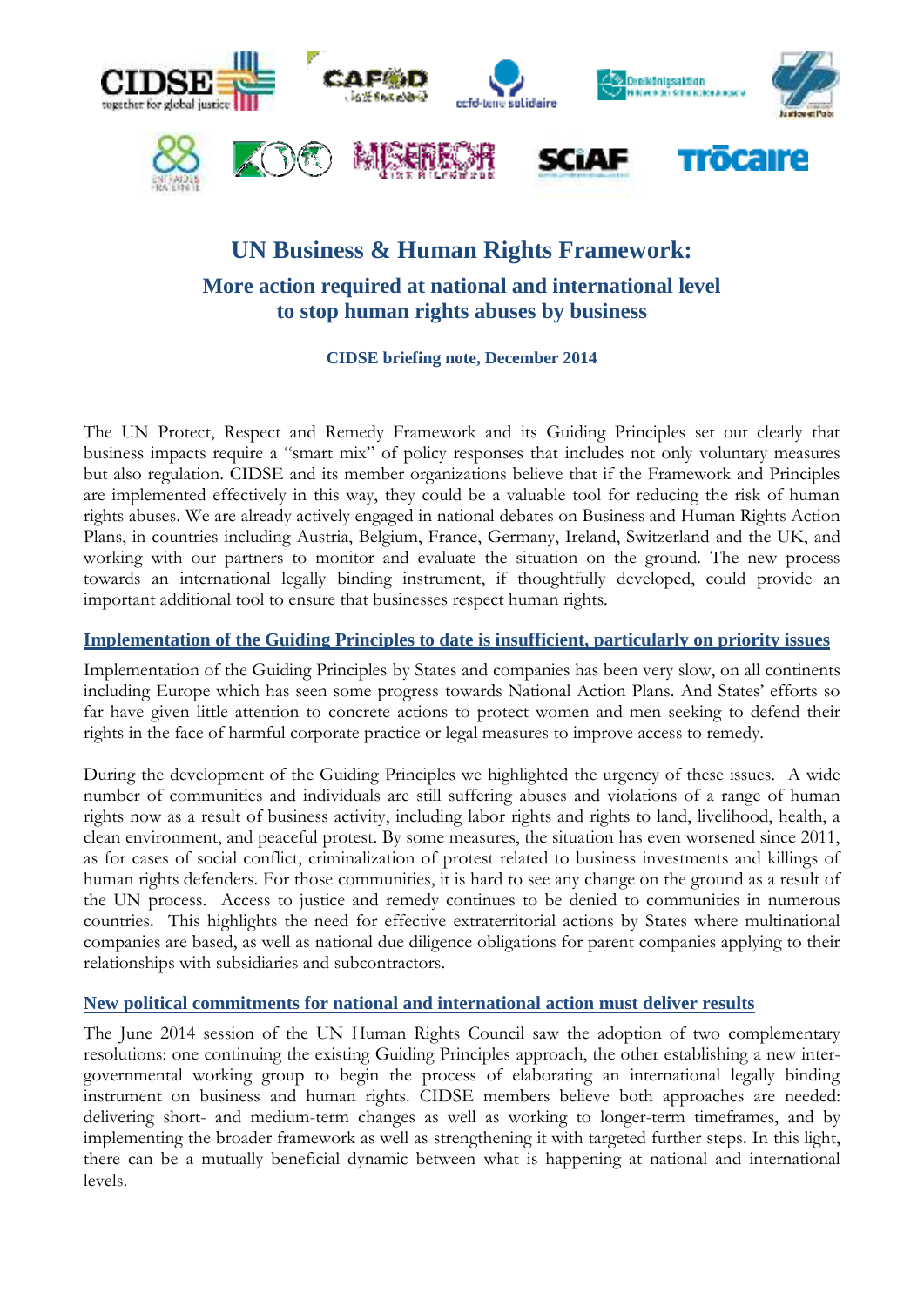# UN Business & Human Rights Framework:

## More action required at national and international level to stop human rights abuses by business

**CIDSE briefing note, December 2014**

The UN Protect, Respect and Remedy Framework and its Guiding Principles set out clearly that business impacts require a "smart mix" of policy responses that includes not only voluntary measures but also regulation. CIDSE and its member organizations believe that if the Framework and Principles are implemented effectively in this way, they could be a valuable tool for reducing the risk of human rights abuses. We are already actively engaged in national debates on Business and Human Rights Action Plans, in countries including Austria, Belgium, France, Germany, Ireland, Switzerland and the UK, and working with our partners to monitor and evaluate the situation on the ground. The new process towards an international legally binding instrument, if thoughtfully developed, could provide an important additional tool to ensure that businesses respect human rights.

### Implementation of the Guiding Principles to date is insufficient, particularly on priority issues

Implementation of the Guiding Principles by States and companies has been very slow, on all continents including Europe which has seen some progress towards National Action Plans. And States' efforts so far have given little attention to concrete actions to protect women and men seeking to defend their rights in the face of harmful corporate practice or legal measures to improve access to remedy.

During the development of the Guiding Principles we highlighted the urgency of these issues. A wide number of communities and individuals are still suffering abuses and violations of a range of human rights now as a result of business activity, including labor rights and rights to land, livelihood, health, a clean environment, and peaceful protest. By some measures, the situation has even worsened since 2011, as for cases of social conflict, criminalization of protest related to business investments and killings of human rights defenders. For those communities, it is hard to see any change on the ground as a result of the UN process. Access to justice and remedy continues to be denied to communities in numerous countries. This highlights the need for effective extraterritorial actions by States where multinational companies are based, as well as national due diligence obligations for parent companies applying to their relationships with subsidiaries and subcontractors.

### New political commitments for national and international action must deliver results

The June 2014 session of the UN Human Rights Council saw the adoption of two complementary resolutions: one continuing the existing Guiding Principles approach, the other establishing a new inter-governmental working group to begin the process of elaborating an international legally binding instrument on business and human rights. CIDSE members believe both approaches are needed: delivering short- and medium-term changes as well as working to longer-term timeframes, and by implementing the broader framework as well as strengthening it with targeted further steps. In this light, there can be a mutually beneficial dynamic between what is happening at national and international levels.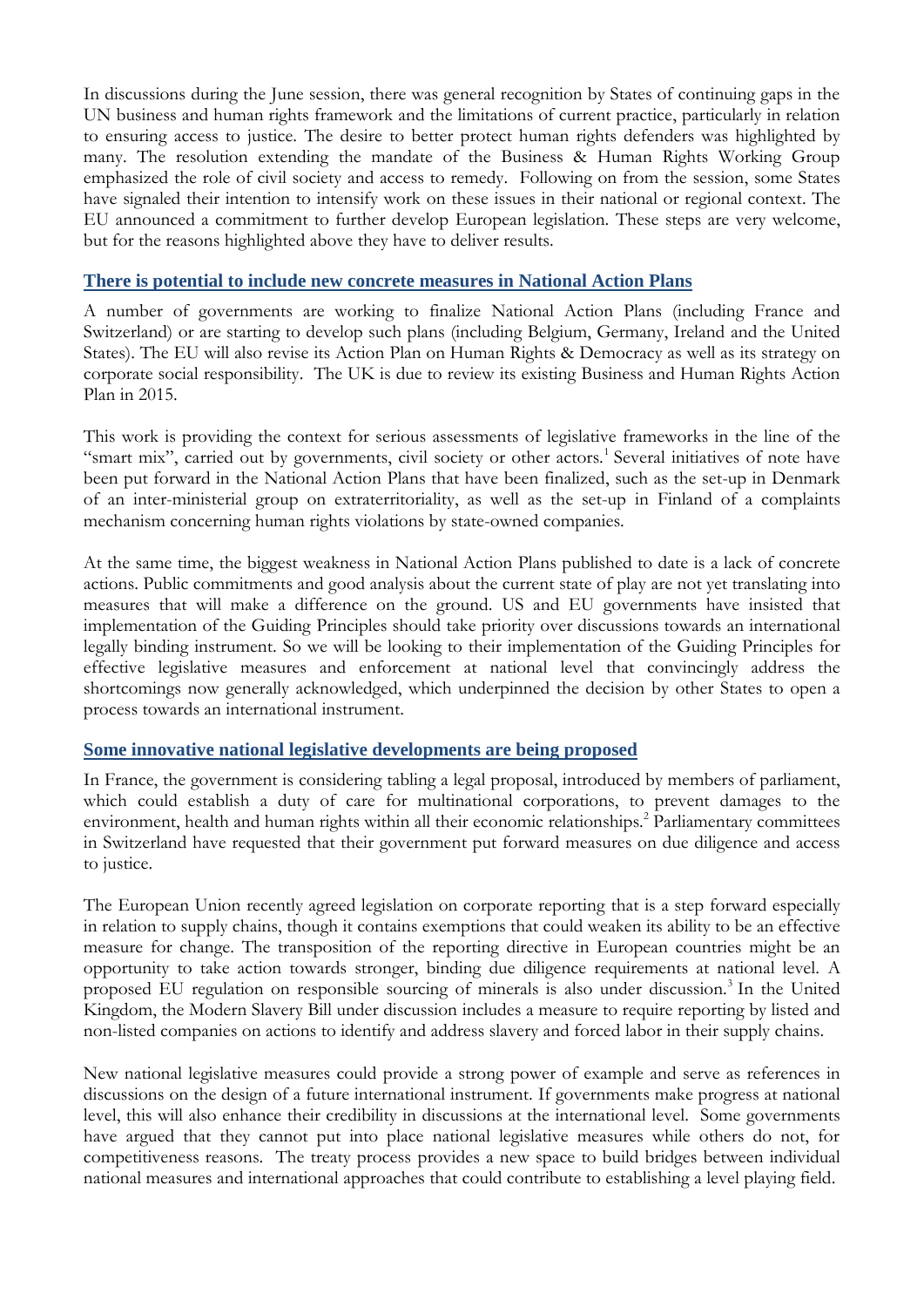In discussions during the June session, there was general recognition by States of continuing gaps in the UN business and human rights framework and the limitations of current practice, particularly in relation to ensuring access to justice. The desire to better protect human rights defenders was highlighted by many. The resolution extending the mandate of the Business & Human Rights Working Group emphasized the role of civil society and access to remedy. Following on from the session, some States have signaled their intention to intensify work on these issues in their national or regional context. The EU announced a commitment to further develop European legislation. These steps are very welcome, but for the reasons highlighted above they have to deliver results.

## There is potential to include new concrete measures in National Action Plans

A number of governments are working to finalize National Action Plans (including France and Switzerland) or are starting to develop such plans (including Belgium, Germany, Ireland and the United States). The EU will also revise its Action Plan on Human Rights & Democracy as well as its strategy on corporate social responsibility. The UK is due to review its existing Business and Human Rights Action Plan in 2015.

This work is providing the context for serious assessments of legislative frameworks in the line of the "smart mix", carried out by governments, civil society or other actors.[1] Several initiatives of note have been put forward in the National Action Plans that have been finalized, such as the set-up in Denmark of an inter-ministerial group on extraterritoriality, as well as the set-up in Finland of a complaints mechanism concerning human rights violations by state-owned companies.

At the same time, the biggest weakness in National Action Plans published to date is a lack of concrete actions. Public commitments and good analysis about the current state of play are not yet translating into measures that will make a difference on the ground. US and EU governments have insisted that implementation of the Guiding Principles should take priority over discussions towards an international legally binding instrument. So we will be looking to their implementation of the Guiding Principles for effective legislative measures and enforcement at national level that convincingly address the shortcomings now generally acknowledged, which underpinned the decision by other States to open a process towards an international instrument.

## Some innovative national legislative developments are being proposed

In France, the government is considering tabling a legal proposal, introduced by members of parliament, which could establish a duty of care for multinational corporations, to prevent damages to the environment, health and human rights within all their economic relationships.[2] Parliamentary committees in Switzerland have requested that their government put forward measures on due diligence and access to justice.

The European Union recently agreed legislation on corporate reporting that is a step forward especially in relation to supply chains, though it contains exemptions that could weaken its ability to be an effective measure for change. The transposition of the reporting directive in European countries might be an opportunity to take action towards stronger, binding due diligence requirements at national level. A proposed EU regulation on responsible sourcing of minerals is also under discussion.[3] In the United Kingdom, the Modern Slavery Bill under discussion includes a measure to require reporting by listed and non-listed companies on actions to identify and address slavery and forced labor in their supply chains.

New national legislative measures could provide a strong power of example and serve as references in discussions on the design of a future international instrument. If governments make progress at national level, this will also enhance their credibility in discussions at the international level. Some governments have argued that they cannot put into place national legislative measures while others do not, for competitiveness reasons. The treaty process provides a new space to build bridges between individual national measures and international approaches that could contribute to establishing a level playing field.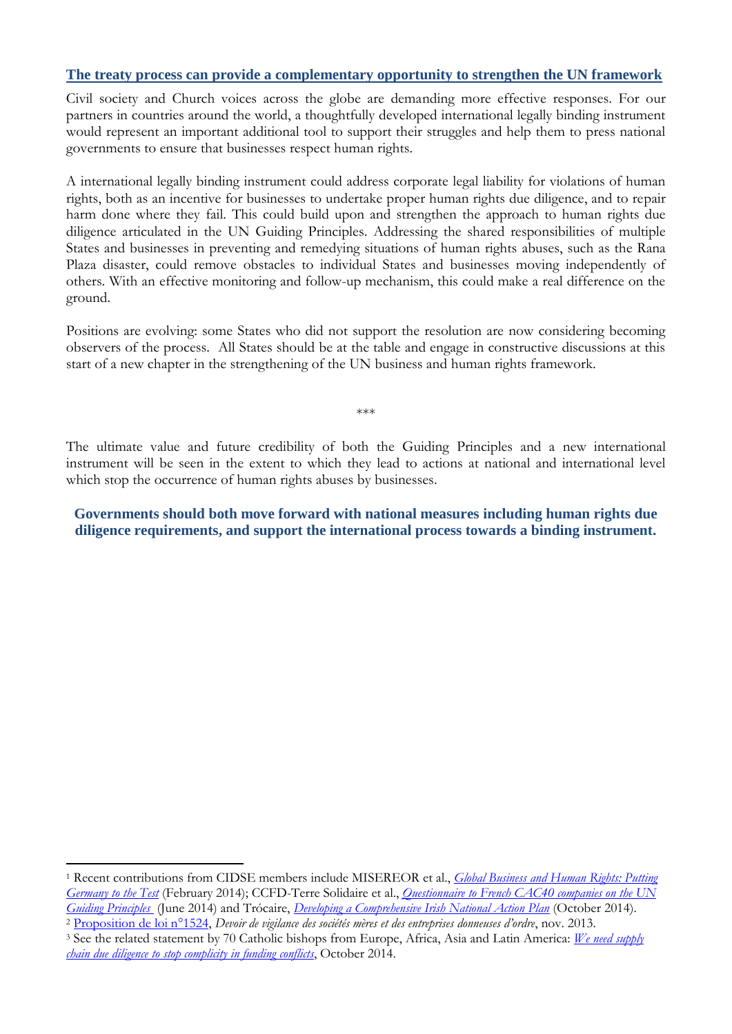## The treaty process can provide a complementary opportunity to strengthen the UN framework

Civil society and Church voices across the globe are demanding more effective responses. For our partners in countries around the world, a thoughtfully developed international legally binding instrument would represent an important additional tool to support their struggles and help them to press national governments to ensure that businesses respect human rights.

A international legally binding instrument could address corporate legal liability for violations of human rights, both as an incentive for businesses to undertake proper human rights due diligence, and to repair harm done where they fail. This could build upon and strengthen the approach to human rights due diligence articulated in the UN Guiding Principles. Addressing the shared responsibilities of multiple States and businesses in preventing and remedying situations of human rights abuses, such as the Rana Plaza disaster, could remove obstacles to individual States and businesses moving independently of others. With an effective monitoring and follow-up mechanism, this could make a real difference on the ground.

Positions are evolving: some States who did not support the resolution are now considering becoming observers of the process. All States should be at the table and engage in constructive discussions at this start of a new chapter in the strengthening of the UN business and human rights framework.

***

The ultimate value and future credibility of both the Guiding Principles and a new international instrument will be seen in the extent to which they lead to actions at national and international level which stop the occurrence of human rights abuses by businesses.

**Governments should both move forward with national measures including human rights due diligence requirements, and support the international process towards a binding instrument.**

---

[1] Recent contributions from CIDSE members include MISEREOR et al., *Global Business and Human Rights: Putting Germany to the Test* (February 2014); CCFD-Terre Solidaire et al., *Questionnaire to French CAC40 companies on the UN Guiding Principles* (June 2014) and Trócaire, *Developing a Comprehensive Irish National Action Plan* (October 2014).

[2] Proposition de loi n°1524, *Devoir de vigilance des sociétés mères et des entreprises donneuses d'ordre*, nov. 2013.

[3] See the related statement by 70 Catholic bishops from Europe, Africa, Asia and Latin America: *We need supply chain due diligence to stop complicity in funding conflicts*, October 2014.